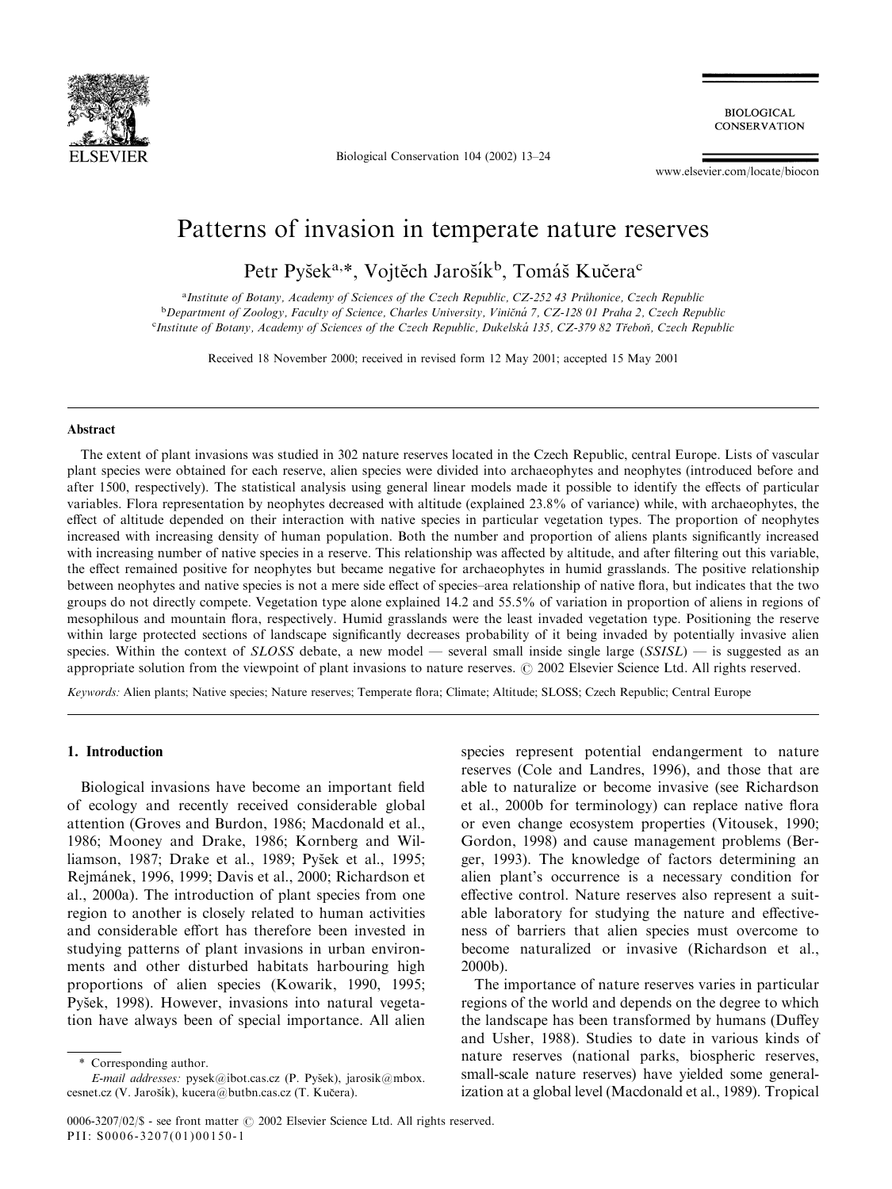# Patterns of invasion in temperate nature reserves

Petr Pyšek[a,*], Vojtěch Jarošík[b], Tomáš Kučera[c]

[a]Institute of Botany, Academy of Sciences of the Czech Republic, CZ-252 43 Průhonice, Czech Republic
[b]Department of Zoology, Faculty of Science, Charles University, Viničná 7, CZ-128 01 Praha 2, Czech Republic
[c]Institute of Botany, Academy of Sciences of the Czech Republic, Dukelská 135, CZ-379 82 Třeboň, Czech Republic

Received 18 November 2000; received in revised form 12 May 2001; accepted 15 May 2001

## Abstract

The extent of plant invasions was studied in 302 nature reserves located in the Czech Republic, central Europe. Lists of vascular plant species were obtained for each reserve, alien species were divided into archaeophytes and neophytes (introduced before and after 1500, respectively). The statistical analysis using general linear models made it possible to identify the effects of particular variables. Flora representation by neophytes decreased with altitude (explained 23.8% of variance) while, with archaeophytes, the effect of altitude depended on their interaction with native species in particular vegetation types. The proportion of neophytes increased with increasing density of human population. Both the number and proportion of aliens plants significantly increased with increasing number of native species in a reserve. This relationship was affected by altitude, and after filtering out this variable, the effect remained positive for neophytes but became negative for archaeophytes in humid grasslands. The positive relationship between neophytes and native species is not a mere side effect of species–area relationship of native flora, but indicates that the two groups do not directly compete. Vegetation type alone explained 14.2 and 55.5% of variation in proportion of aliens in regions of mesophilous and mountain flora, respectively. Humid grasslands were the least invaded vegetation type. Positioning the reserve within large protected sections of landscape significantly decreases probability of it being invaded by potentially invasive alien species. Within the context of *SLOSS* debate, a new model — several small inside single large (*SSISL*) — is suggested as an appropriate solution from the viewpoint of plant invasions to nature reserves. © 2002 Elsevier Science Ltd. All rights reserved.

*Keywords:* Alien plants; Native species; Nature reserves; Temperate flora; Climate; Altitude; SLOSS; Czech Republic; Central Europe

## 1. Introduction

Biological invasions have become an important field of ecology and recently received considerable global attention (Groves and Burdon, 1986; Macdonald et al., 1986; Mooney and Drake, 1986; Kornberg and Williamson, 1987; Drake et al., 1989; Pyšek et al., 1995; Rejmánek, 1996, 1999; Davis et al., 2000; Richardson et al., 2000a). The introduction of plant species from one region to another is closely related to human activities and considerable effort has therefore been invested in studying patterns of plant invasions in urban environments and other disturbed habitats harbouring high proportions of alien species (Kowarik, 1990, 1995; Pyšek, 1998). However, invasions into natural vegetation have always been of special importance. All alien species represent potential endangerment to nature reserves (Cole and Landres, 1996), and those that are able to naturalize or become invasive (see Richardson et al., 2000b for terminology) can replace native flora or even change ecosystem properties (Vitousek, 1990; Gordon, 1998) and cause management problems (Berger, 1993). The knowledge of factors determining an alien plant's occurrence is a necessary condition for effective control. Nature reserves also represent a suitable laboratory for studying the nature and effectiveness of barriers that alien species must overcome to become naturalized or invasive (Richardson et al., 2000b).

The importance of nature reserves varies in particular regions of the world and depends on the degree to which the landscape has been transformed by humans (Duffey and Usher, 1988). Studies to date in various kinds of nature reserves (national parks, biospheric reserves, small-scale nature reserves) have yielded some generalization at a global level (Macdonald et al., 1989). Tropical

\* Corresponding author.
*E-mail addresses:* pysek@ibot.cas.cz (P. Pyšek), jarosik@mbox.cesnet.cz (V. Jarošík), kucera@butbn.cas.cz (T. Kučera).

0006-3207/02/$ - see front matter © 2002 Elsevier Science Ltd. All rights reserved.
PII: S0006-3207(01)00150-1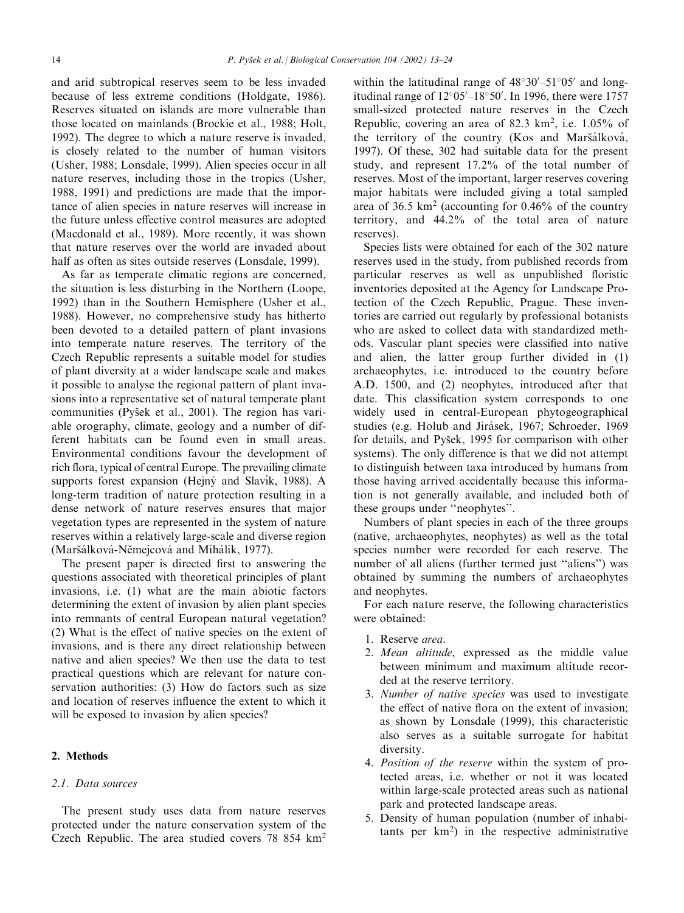and arid subtropical reserves seem to be less invaded because of less extreme conditions (Holdgate, 1986). Reserves situated on islands are more vulnerable than those located on mainlands (Brockie et al., 1988; Holt, 1992). The degree to which a nature reserve is invaded, is closely related to the number of human visitors (Usher, 1988; Lonsdale, 1999). Alien species occur in all nature reserves, including those in the tropics (Usher, 1988, 1991) and predictions are made that the importance of alien species in nature reserves will increase in the future unless effective control measures are adopted (Macdonald et al., 1989). More recently, it was shown that nature reserves over the world are invaded about half as often as sites outside reserves (Lonsdale, 1999).

As far as temperate climatic regions are concerned, the situation is less disturbing in the Northern (Loope, 1992) than in the Southern Hemisphere (Usher et al., 1988). However, no comprehensive study has hitherto been devoted to a detailed pattern of plant invasions into temperate nature reserves. The territory of the Czech Republic represents a suitable model for studies of plant diversity at a wider landscape scale and makes it possible to analyse the regional pattern of plant invasions into a representative set of natural temperate plant communities (Pyšek et al., 2001). The region has variable orography, climate, geology and a number of different habitats can be found even in small areas. Environmental conditions favour the development of rich flora, typical of central Europe. The prevailing climate supports forest expansion (Hejný and Slavík, 1988). A long-term tradition of nature protection resulting in a dense network of nature reserves ensures that major vegetation types are represented in the system of nature reserves within a relatively large-scale and diverse region (Maršálková-Němejcová and Mihálik, 1977).

The present paper is directed first to answering the questions associated with theoretical principles of plant invasions, i.e. (1) what are the main abiotic factors determining the extent of invasion by alien plant species into remnants of central European natural vegetation? (2) What is the effect of native species on the extent of invasions, and is there any direct relationship between native and alien species? We then use the data to test practical questions which are relevant for nature conservation authorities: (3) How do factors such as size and location of reserves influence the extent to which it will be exposed to invasion by alien species?

## 2. Methods

### 2.1. Data sources

The present study uses data from nature reserves protected under the nature conservation system of the Czech Republic. The area studied covers 78 854 km$^2$ within the latitudinal range of 48°30′–51°05′ and longitudinal range of 12°05′–18°50′. In 1996, there were 1757 small-sized protected nature reserves in the Czech Republic, covering an area of 82.3 km$^2$, i.e. 1.05% of the territory of the country (Kos and Maršálková, 1997). Of these, 302 had suitable data for the present study, and represent 17.2% of the total number of reserves. Most of the important, larger reserves covering major habitats were included giving a total sampled area of 36.5 km$^2$ (accounting for 0.46% of the country territory, and 44.2% of the total area of nature reserves).

Species lists were obtained for each of the 302 nature reserves used in the study, from published records from particular reserves as well as unpublished floristic inventories deposited at the Agency for Landscape Protection of the Czech Republic, Prague. These inventories are carried out regularly by professional botanists who are asked to collect data with standardized methods. Vascular plant species were classified into native and alien, the latter group further divided in (1) archaeophytes, i.e. introduced to the country before A.D. 1500, and (2) neophytes, introduced after that date. This classification system corresponds to one widely used in central-European phytogeographical studies (e.g. Holub and Jirásek, 1967; Schroeder, 1969 for details, and Pyšek, 1995 for comparison with other systems). The only difference is that we did not attempt to distinguish between taxa introduced by humans from those having arrived accidentally because this information is not generally available, and included both of these groups under "neophytes".

Numbers of plant species in each of the three groups (native, archaeophytes, neophytes) as well as the total species number were recorded for each reserve. The number of all aliens (further termed just "aliens") was obtained by summing the numbers of archaeophytes and neophytes.

For each nature reserve, the following characteristics were obtained:

1. Reserve *area*.
2. *Mean altitude*, expressed as the middle value between minimum and maximum altitude recorded at the reserve territory.
3. *Number of native species* was used to investigate the effect of native flora on the extent of invasion; as shown by Lonsdale (1999), this characteristic also serves as a suitable surrogate for habitat diversity.
4. *Position of the reserve* within the system of protected areas, i.e. whether or not it was located within large-scale protected areas such as national park and protected landscape areas.
5. Density of human population (number of inhabitants per km$^2$) in the respective administrative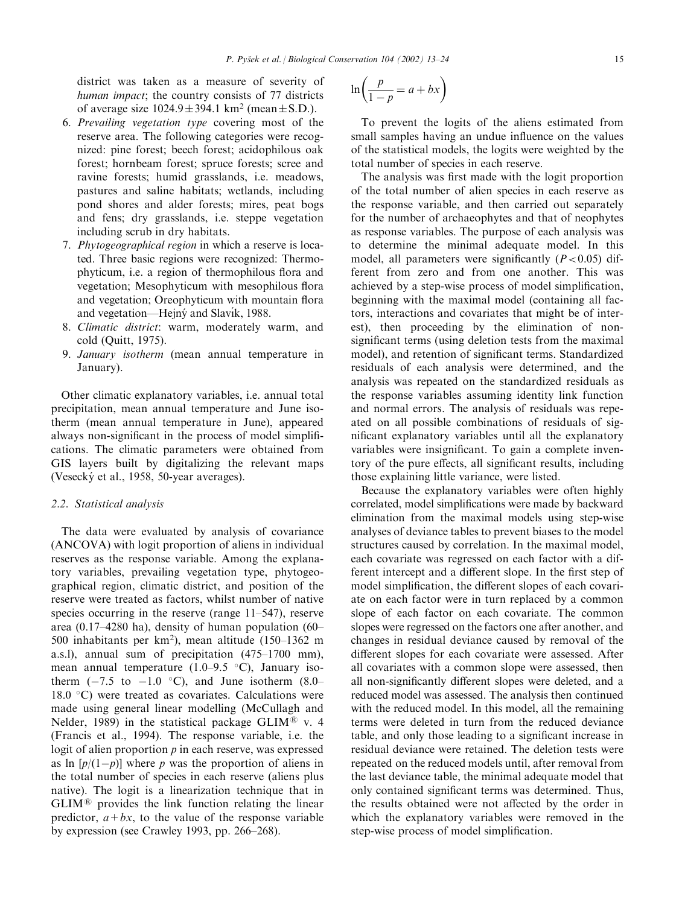district was taken as a measure of severity of *human impact*; the country consists of 77 districts of average size $1024.9 \pm 394.1$ km$^2$ (mean$\pm$S.D.).

6. *Prevailing vegetation type* covering most of the reserve area. The following categories were recognized: pine forest; beech forest; acidophilous oak forest; hornbeam forest; spruce forests; scree and ravine forests; humid grasslands, i.e. meadows, pastures and saline habitats; wetlands, including pond shores and alder forests; mires, peat bogs and fens; dry grasslands, i.e. steppe vegetation including scrub in dry habitats.
7. *Phytogeographical region* in which a reserve is located. Three basic regions were recognized: Thermophyticum, i.e. a region of thermophilous flora and vegetation; Mesophyticum with mesophilous flora and vegetation; Oreophyticum with mountain flora and vegetation—Hejný and Slavík, 1988.
8. *Climatic district*: warm, moderately warm, and cold (Quitt, 1975).
9. *January isotherm* (mean annual temperature in January).

Other climatic explanatory variables, i.e. annual total precipitation, mean annual temperature and June isotherm (mean annual temperature in June), appeared always non-significant in the process of model simplifications. The climatic parameters were obtained from GIS layers built by digitalizing the relevant maps (Vesecký et al., 1958, 50-year averages).

### 2.2. Statistical analysis

The data were evaluated by analysis of covariance (ANCOVA) with logit proportion of aliens in individual reserves as the response variable. Among the explanatory variables, prevailing vegetation type, phytogeographical region, climatic district, and position of the reserve were treated as factors, whilst number of native species occurring in the reserve (range 11–547), reserve area (0.17–4280 ha), density of human population (60–500 inhabitants per km$^2$), mean altitude (150–1362 m a.s.l), annual sum of precipitation (475–1700 mm), mean annual temperature (1.0–9.5 °C), January isotherm (−7.5 to −1.0 °C), and June isotherm (8.0–18.0 °C) were treated as covariates. Calculations were made using general linear modelling (McCullagh and Nelder, 1989) in the statistical package GLIM® v. 4 (Francis et al., 1994). The response variable, i.e. the logit of alien proportion $p$ in each reserve, was expressed as $\ln [p/(1-p)]$ where $p$ was the proportion of aliens in the total number of species in each reserve (aliens plus native). The logit is a linearization technique that in GLIM® provides the link function relating the linear predictor, $a+bx$, to the value of the response variable by expression (see Crawley 1993, pp. 266–268).

$$\ln\left(\frac{p}{1-p} = a + bx\right)$$

To prevent the logits of the aliens estimated from small samples having an undue influence on the values of the statistical models, the logits were weighted by the total number of species in each reserve.

The analysis was first made with the logit proportion of the total number of alien species in each reserve as the response variable, and then carried out separately for the number of archaeophytes and that of neophytes as response variables. The purpose of each analysis was to determine the minimal adequate model. In this model, all parameters were significantly ($P<0.05$) different from zero and from one another. This was achieved by a step-wise process of model simplification, beginning with the maximal model (containing all factors, interactions and covariates that might be of interest), then proceeding by the elimination of non-significant terms (using deletion tests from the maximal model), and retention of significant terms. Standardized residuals of each analysis were determined, and the analysis was repeated on the standardized residuals as the response variables assuming identity link function and normal errors. The analysis of residuals was repeated on all possible combinations of residuals of significant explanatory variables until all the explanatory variables were insignificant. To gain a complete inventory of the pure effects, all significant results, including those explaining little variance, were listed.

Because the explanatory variables were often highly correlated, model simplifications were made by backward elimination from the maximal models using step-wise analyses of deviance tables to prevent biases to the model structures caused by correlation. In the maximal model, each covariate was regressed on each factor with a different intercept and a different slope. In the first step of model simplification, the different slopes of each covariate on each factor were in turn replaced by a common slope of each factor on each covariate. The common slopes were regressed on the factors one after another, and changes in residual deviance caused by removal of the different slopes for each covariate were assessed. After all covariates with a common slope were assessed, then all non-significantly different slopes were deleted, and a reduced model was assessed. The analysis then continued with the reduced model. In this model, all the remaining terms were deleted in turn from the reduced deviance table, and only those leading to a significant increase in residual deviance were retained. The deletion tests were repeated on the reduced models until, after removal from the last deviance table, the minimal adequate model that only contained significant terms was determined. Thus, the results obtained were not affected by the order in which the explanatory variables were removed in the step-wise process of model simplification.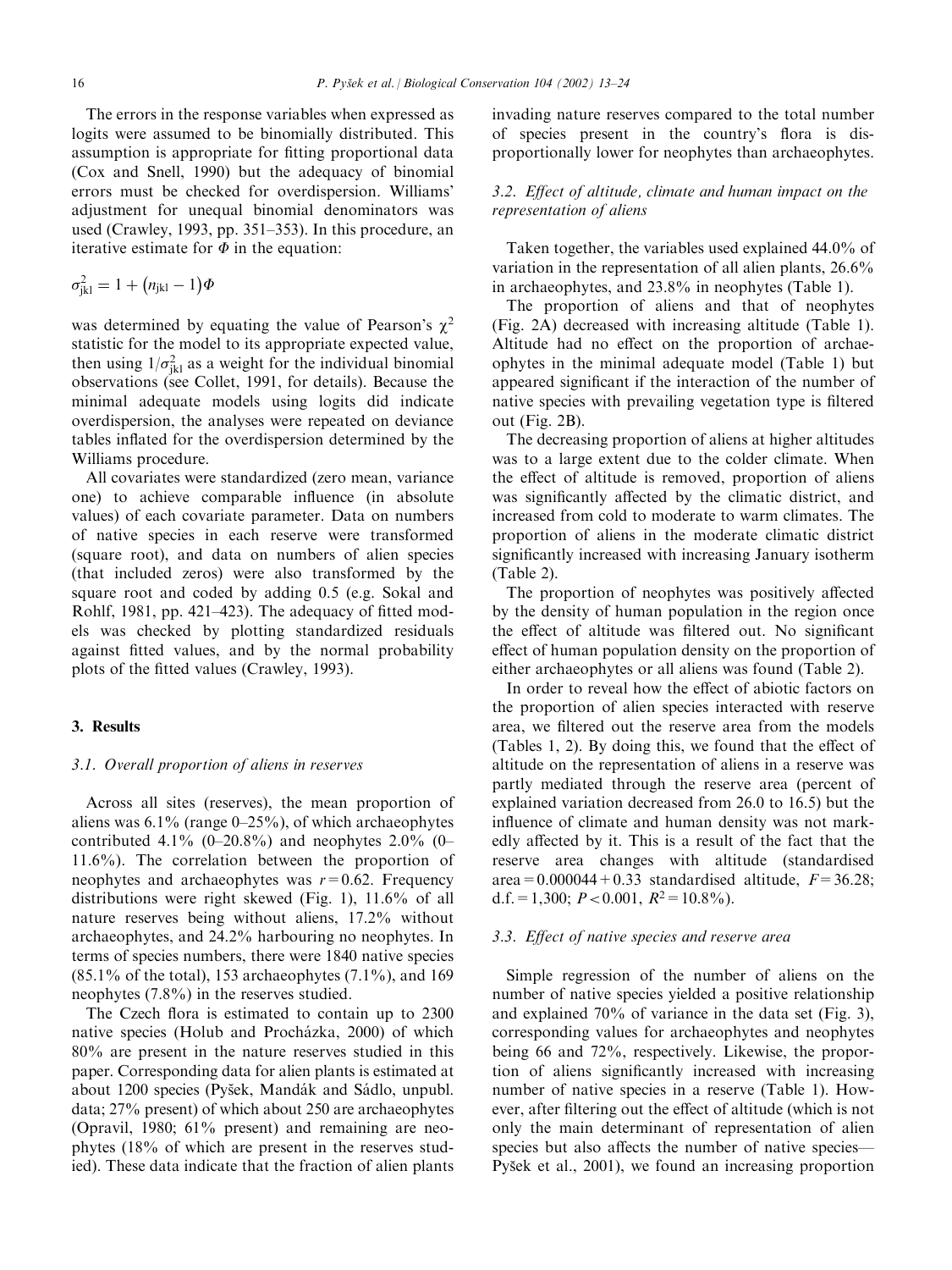The errors in the response variables when expressed as logits were assumed to be binomially distributed. This assumption is appropriate for fitting proportional data (Cox and Snell, 1990) but the adequacy of binomial errors must be checked for overdispersion. Williams' adjustment for unequal binomial denominators was used (Crawley, 1993, pp. 351–353). In this procedure, an iterative estimate for $\Phi$ in the equation:

$$\sigma^2_{jkl} = 1 + (n_{jkl} - 1)\Phi$$

was determined by equating the value of Pearson's $\chi^2$ statistic for the model to its appropriate expected value, then using $1/\sigma^2_{jkl}$ as a weight for the individual binomial observations (see Collet, 1991, for details). Because the minimal adequate models using logits did indicate overdispersion, the analyses were repeated on deviance tables inflated for the overdispersion determined by the Williams procedure.

All covariates were standardized (zero mean, variance one) to achieve comparable influence (in absolute values) of each covariate parameter. Data on numbers of native species in each reserve were transformed (square root), and data on numbers of alien species (that included zeros) were also transformed by the square root and coded by adding 0.5 (e.g. Sokal and Rohlf, 1981, pp. 421–423). The adequacy of fitted models was checked by plotting standardized residuals against fitted values, and by the normal probability plots of the fitted values (Crawley, 1993).

## 3. Results

### 3.1. Overall proportion of aliens in reserves

Across all sites (reserves), the mean proportion of aliens was 6.1% (range 0–25%), of which archaeophytes contributed 4.1% (0–20.8%) and neophytes 2.0% (0–11.6%). The correlation between the proportion of neophytes and archaeophytes was $r = 0.62$. Frequency distributions were right skewed (Fig. 1), 11.6% of all nature reserves being without aliens, 17.2% without archaeophytes, and 24.2% harbouring no neophytes. In terms of species numbers, there were 1840 native species (85.1% of the total), 153 archaeophytes (7.1%), and 169 neophytes (7.8%) in the reserves studied.

The Czech flora is estimated to contain up to 2300 native species (Holub and Procházka, 2000) of which 80% are present in the nature reserves studied in this paper. Corresponding data for alien plants is estimated at about 1200 species (Pyšek, Mandák and Sádlo, unpubl. data; 27% present) of which about 250 are archaeophytes (Opravil, 1980; 61% present) and remaining are neophytes (18% of which are present in the reserves studied). These data indicate that the fraction of alien plants invading nature reserves compared to the total number of species present in the country's flora is disproportionally lower for neophytes than archaeophytes.

### 3.2. Effect of altitude, climate and human impact on the representation of aliens

Taken together, the variables used explained 44.0% of variation in the representation of all alien plants, 26.6% in archaeophytes, and 23.8% in neophytes (Table 1).

The proportion of aliens and that of neophytes (Fig. 2A) decreased with increasing altitude (Table 1). Altitude had no effect on the proportion of archaeophytes in the minimal adequate model (Table 1) but appeared significant if the interaction of the number of native species with prevailing vegetation type is filtered out (Fig. 2B).

The decreasing proportion of aliens at higher altitudes was to a large extent due to the colder climate. When the effect of altitude is removed, proportion of aliens was significantly affected by the climatic district, and increased from cold to moderate to warm climates. The proportion of aliens in the moderate climatic district significantly increased with increasing January isotherm (Table 2).

The proportion of neophytes was positively affected by the density of human population in the region once the effect of altitude was filtered out. No significant effect of human population density on the proportion of either archaeophytes or all aliens was found (Table 2).

In order to reveal how the effect of abiotic factors on the proportion of alien species interacted with reserve area, we filtered out the reserve area from the models (Tables 1, 2). By doing this, we found that the effect of altitude on the representation of aliens in a reserve was partly mediated through the reserve area (percent of explained variation decreased from 26.0 to 16.5) but the influence of climate and human density was not markedly affected by it. This is a result of the fact that the reserve area changes with altitude (standardised area = 0.000044 + 0.33 standardised altitude, $F = 36.28$; d.f. = 1,300; $P < 0.001$, $R^2 = 10.8\%$).

### 3.3. Effect of native species and reserve area

Simple regression of the number of aliens on the number of native species yielded a positive relationship and explained 70% of variance in the data set (Fig. 3), corresponding values for archaeophytes and neophytes being 66 and 72%, respectively. Likewise, the proportion of aliens significantly increased with increasing number of native species in a reserve (Table 1). However, after filtering out the effect of altitude (which is not only the main determinant of representation of alien species but also affects the number of native species—Pyšek et al., 2001), we found an increasing proportion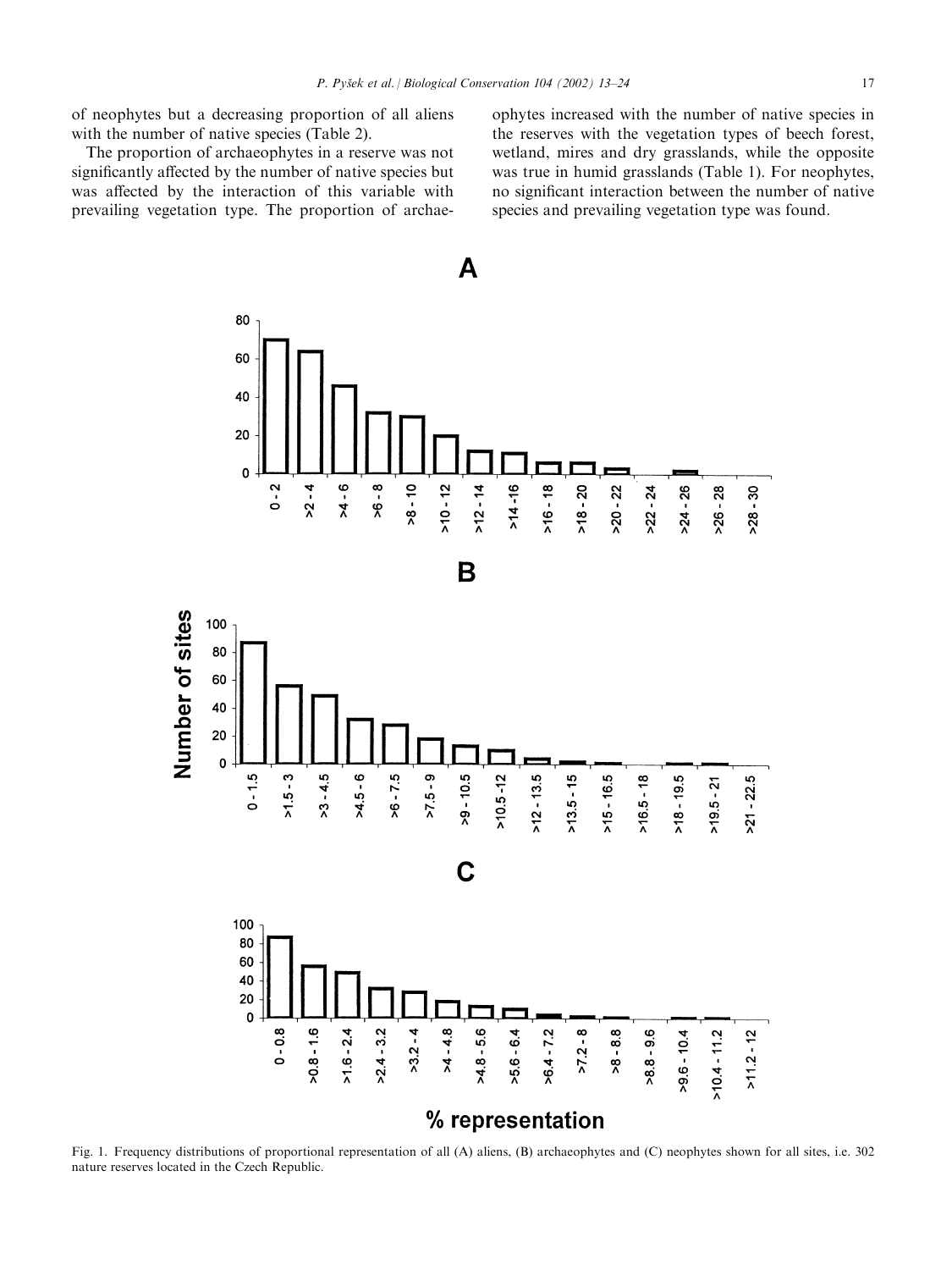of neophytes but a decreasing proportion of all aliens with the number of native species (Table 2).

The proportion of archaeophytes in a reserve was not significantly affected by the number of native species but was affected by the interaction of this variable with prevailing vegetation type. The proportion of archaeophytes increased with the number of native species in the reserves with the vegetation types of beech forest, wetland, mires and dry grasslands, while the opposite was true in humid grasslands (Table 1). For neophytes, no significant interaction between the number of native species and prevailing vegetation type was found.

Fig. 1. Frequency distributions of proportional representation of all (A) aliens, (B) archaeophytes and (C) neophytes shown for all sites, i.e. 302 nature reserves located in the Czech Republic.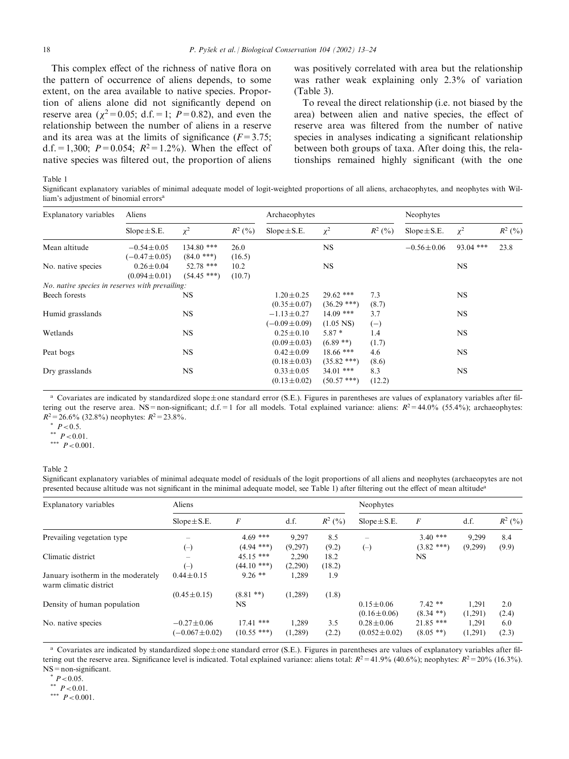This complex effect of the richness of native flora on the pattern of occurrence of aliens depends, to some extent, on the area available to native species. Proportion of aliens alone did not significantly depend on reserve area ($\chi^2=0.05$; d.f. = 1; $P=0.82$), and even the relationship between the number of aliens in a reserve and its area was at the limits of significance ($F=3.75$; d.f. = 1,300; $P=0.054$; $R^2=1.2\%$). When the effect of native species was filtered out, the proportion of aliens was positively correlated with area but the relationship was rather weak explaining only 2.3% of variation (Table 3).

To reveal the direct relationship (i.e. not biased by the area) between alien and native species, the effect of reserve area was filtered from the number of native species in analyses indicating a significant relationship between both groups of taxa. After doing this, the relationships remained highly significant (with the one

Table 1
Significant explanatory variables of minimal adequate model of logit-weighted proportions of all aliens, archaeophytes, and neophytes with William's adjustment of binomial errors[a]

| Explanatory variables | Aliens | | | Archaeophytes | | | Neophytes | | |
|---|---|---|---|---|---|---|---|---|---|
| | Slope±S.E. | $\chi^2$ | $R^2$ (%) | Slope±S.E. | $\chi^2$ | $R^2$ (%) | Slope±S.E. | $\chi^2$ | $R^2$ (%) |
| Mean altitude | −0.54±0.05 (−0.47±0.05) | 134.80 *** (84.0 ***) | 26.0 (16.5) | | NS | | −0.56±0.06 | 93.04 *** | 23.8 |
| No. native species | 0.26±0.04 (0.094±0.01) | 52.78 *** (54.45 ***) | 10.2 (10.7) | | NS | | | NS | |
| *No. native species in reserves with prevailing:* | | | | | | | | | |
| Beech forests | | NS | | 1.20±0.25 (0.35±0.07) | 29.62 *** (36.29 ***) | 7.3 (8.7) | | NS | |
| Humid grasslands | | NS | | −1.13±0.27 (−0.09±0.09) | 14.09 *** (1.05 NS) | 3.7 (–) | | NS | |
| Wetlands | | NS | | 0.25±0.10 (0.09±0.03) | 5.87 * (6.89 **) | 1.4 (1.7) | | NS | |
| Peat bogs | | NS | | 0.42±0.09 (0.18±0.03) | 18.66 *** (35.82 ***) | 4.6 (8.6) | | NS | |
| Dry grasslands | | NS | | 0.33±0.05 (0.13±0.02) | 34.01 *** (50.57 ***) | 8.3 (12.2) | | NS | |

[a] Covariates are indicated by standardized slope±one standard error (S.E.). Figures in parentheses are values of explanatory variables after filtering out the reserve area. NS = non-significant; d.f. = 1 for all models. Total explained variance: aliens: $R^2=44.0\%$ (55.4%); archaeophytes: $R^2=26.6\%$ (32.8%) neophytes: $R^2=23.8\%$.
\* $P<0.5$.
\*\* $P<0.01$.
\*\*\* $P<0.001$.

Table 2
Significant explanatory variables of minimal adequate model of residuals of the logit proportions of all aliens and neophytes (archaeopytes are not presented because altitude was not significant in the minimal adequate model, see Table 1) after filtering out the effect of mean altitude[a]

| Explanatory variables | Aliens | | | | Neophytes | | | |
|---|---|---|---|---|---|---|---|---|
| | Slope±S.E. | $F$ | d.f. | $R^2$ (%) | Slope±S.E. | $F$ | d.f. | $R^2$ (%) |
| Prevailing vegetation type | – (–) | 4.69 *** (4.94 ***) | 9,297 (9,297) | 8.5 (9.2) | – (–) | 3.40 *** (3.82 ***) | 9,299 (9,299) | 8.4 (9.9) |
| Climatic district | – (–) | 45.15 *** (44.10 ***) | 2,290 (2,290) | 18.2 (18.2) | | NS | | |
| January isotherm in the moderately warm climatic district | 0.44±0.15 (0.45±0.15) | 9.26 ** (8.81 **) | 1,289 (1,289) | 1.9 (1.8) | | | | |
| Density of human population | | NS | | | 0.15±0.06 (0.16±0.06) | 7.42 ** (8.34 **) | 1,291 (1,291) | 2.0 (2.4) |
| No. native species | −0.27±0.06 (−0.067±0.02) | 17.41 *** (10.55 ***) | 1,289 (1,289) | 3.5 (2.2) | 0.28±0.06 (0.052±0.02) | 21.85 *** (8.05 **) | 1,291 (1,291) | 6.0 (2.3) |

[a] Covariates are indicated by standardized slope±one standard error (S.E.). Figures in parentheses are values of explanatory variables after filtering out the reserve area. Significance level is indicated. Total explained variance: aliens total: $R^2=41.9\%$ (40.6%); neophytes: $R^2=20\%$ (16.3%). NS = non-significant.
\* $P<0.05$.
\*\* $P<0.01$.
\*\*\* $P<0.001$.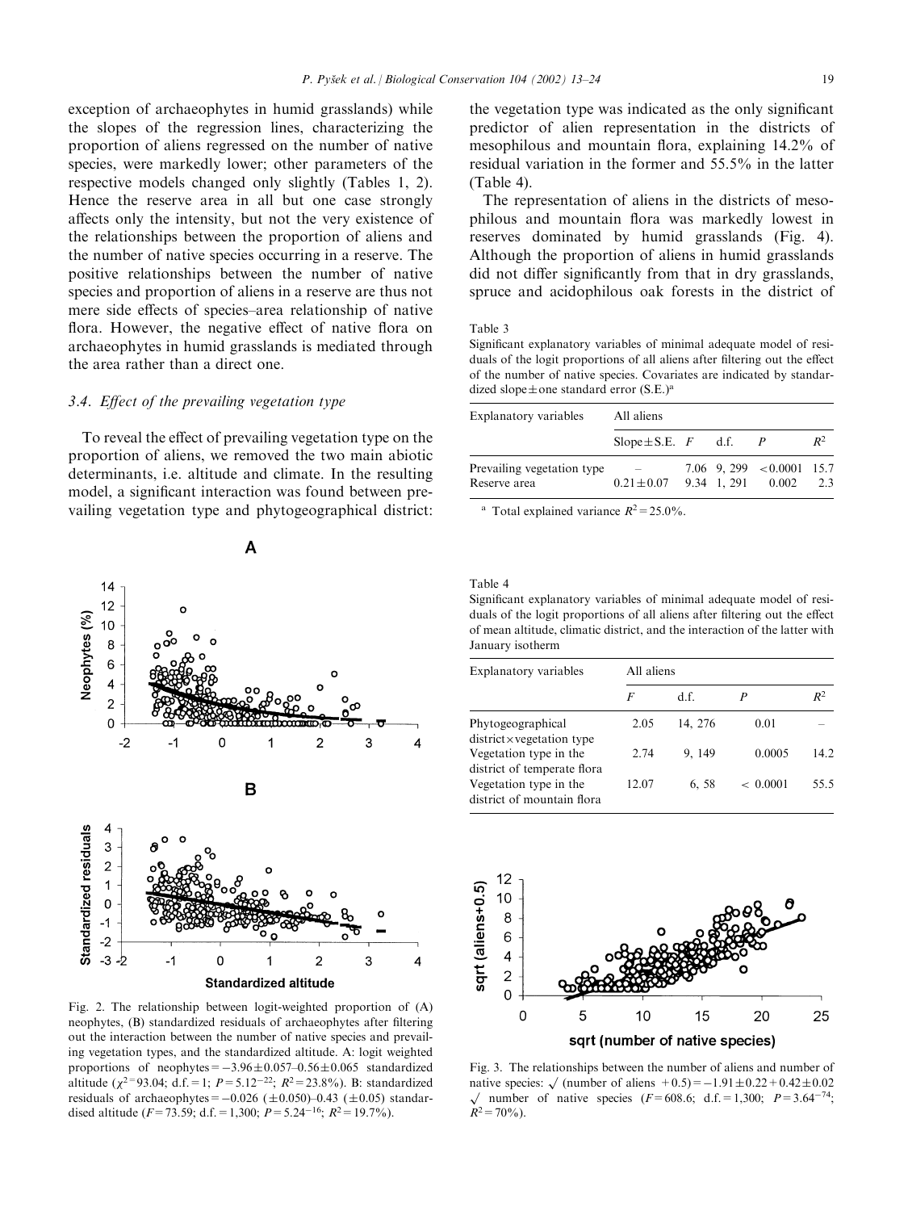exception of archaeophytes in humid grasslands) while the slopes of the regression lines, characterizing the proportion of aliens regressed on the number of native species, were markedly lower; other parameters of the respective models changed only slightly (Tables 1, 2). Hence the reserve area in all but one case strongly affects only the intensity, but not the very existence of the relationships between the proportion of aliens and the number of native species occurring in a reserve. The positive relationships between the number of native species and proportion of aliens in a reserve are thus not mere side effects of species–area relationship of native flora. However, the negative effect of native flora on archaeophytes in humid grasslands is mediated through the area rather than a direct one.

### 3.4. Effect of the prevailing vegetation type

To reveal the effect of prevailing vegetation type on the proportion of aliens, we removed the two main abiotic determinants, i.e. altitude and climate. In the resulting model, a significant interaction was found between prevailing vegetation type and phytogeographical district: the vegetation type was indicated as the only significant predictor of alien representation in the districts of mesophilous and mountain flora, explaining 14.2% of residual variation in the former and 55.5% in the latter (Table 4).

The representation of aliens in the districts of mesophilous and mountain flora was markedly lowest in reserves dominated by humid grasslands (Fig. 4). Although the proportion of aliens in humid grasslands did not differ significantly from that in dry grasslands, spruce and acidophilous oak forests in the district of

Table 3
Significant explanatory variables of minimal adequate model of residuals of the logit proportions of all aliens after filtering out the effect of the number of native species. Covariates are indicated by standardized slope ± one standard error (S.E.)[a]

| Explanatory variables | All aliens | | | | |
|---|---|---|---|---|---|
| | Slope ± S.E. | $F$ | d.f. | $P$ | $R^2$ |
| Prevailing vegetation type | – | 7.06 | 9, 299 | <0.0001 | 15.7 |
| Reserve area | 0.21 ± 0.07 | 9.34 | 1, 291 | 0.002 | 2.3 |

[a] Total explained variance $R^2 = 25.0\%$.

Table 4
Significant explanatory variables of minimal adequate model of residuals of the logit proportions of all aliens after filtering out the effect of mean altitude, climatic district, and the interaction of the latter with January isotherm

| Explanatory variables | All aliens | | | |
|---|---|---|---|---|
| | $F$ | d.f. | $P$ | $R^2$ |
| Phytogeographical district × vegetation type | 2.05 | 14, 276 | 0.01 | – |
| Vegetation type in the district of temperate flora | 2.74 | 9, 149 | 0.0005 | 14.2 |
| Vegetation type in the district of mountain flora | 12.07 | 6, 58 | < 0.0001 | 55.5 |

Fig. 2. The relationship between logit-weighted proportion of (A) neophytes, (B) standardized residuals of archaeophytes after filtering out the interaction between the number of native species and prevailing vegetation types, and the standardized altitude. A: logit weighted proportions of neophytes = −3.96 ± 0.057–0.56 ± 0.065 standardized altitude ($\chi^2 = 93.04$; d.f. = 1; $P = 5.12^{-22}$; $R^2 = 23.8\%$). B: standardized residuals of archaeophytes = −0.026 (±0.050)–0.43 (±0.05) standardised altitude ($F = 73.59$; d.f. = 1,300; $P = 5.24^{-16}$; $R^2 = 19.7\%$).

Fig. 3. The relationships between the number of aliens and number of native species: $\sqrt{\text{(number of aliens} + 0.5)} = -1.91 \pm 0.22 + 0.42 \pm 0.02 \sqrt{\text{number of native species}}$ ($F = 608.6$; d.f. = 1,300; $P = 3.64^{-74}$; $R^2 = 70\%$).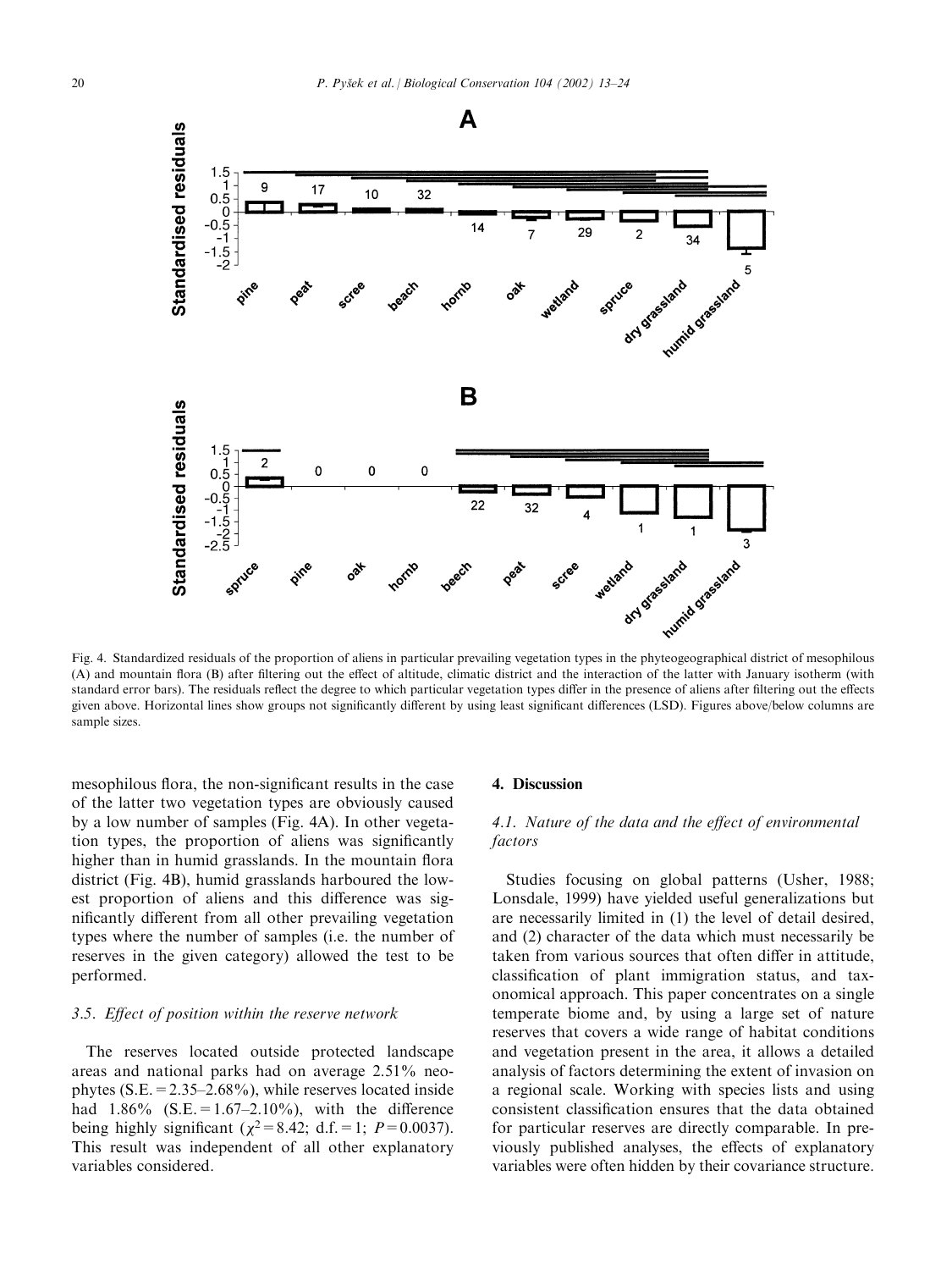Fig. 4. Standardized residuals of the proportion of aliens in particular prevailing vegetation types in the phyteogeographical district of mesophilous (A) and mountain flora (B) after filtering out the effect of altitude, climatic district and the interaction of the latter with January isotherm (with standard error bars). The residuals reflect the degree to which particular vegetation types differ in the presence of aliens after filtering out the effects given above. Horizontal lines show groups not significantly different by using least significant differences (LSD). Figures above/below columns are sample sizes.

mesophilous flora, the non-significant results in the case of the latter two vegetation types are obviously caused by a low number of samples (Fig. 4A). In other vegetation types, the proportion of aliens was significantly higher than in humid grasslands. In the mountain flora district (Fig. 4B), humid grasslands harboured the lowest proportion of aliens and this difference was significantly different from all other prevailing vegetation types where the number of samples (i.e. the number of reserves in the given category) allowed the test to be performed.

### 3.5. Effect of position within the reserve network

The reserves located outside protected landscape areas and national parks had on average 2.51% neophytes (S.E. = 2.35–2.68%), while reserves located inside had 1.86% (S.E. = 1.67–2.10%), with the difference being highly significant ($\chi^2 = 8.42$; d.f. = 1; $P = 0.0037$). This result was independent of all other explanatory variables considered.

## 4. Discussion

### 4.1. Nature of the data and the effect of environmental factors

Studies focusing on global patterns (Usher, 1988; Lonsdale, 1999) have yielded useful generalizations but are necessarily limited in (1) the level of detail desired, and (2) character of the data which must necessarily be taken from various sources that often differ in attitude, classification of plant immigration status, and taxonomical approach. This paper concentrates on a single temperate biome and, by using a large set of nature reserves that covers a wide range of habitat conditions and vegetation present in the area, it allows a detailed analysis of factors determining the extent of invasion on a regional scale. Working with species lists and using consistent classification ensures that the data obtained for particular reserves are directly comparable. In previously published analyses, the effects of explanatory variables were often hidden by their covariance structure.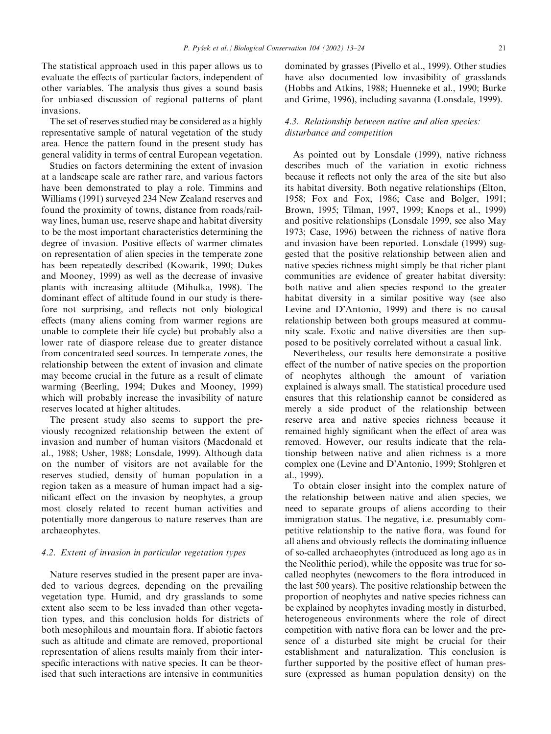The statistical approach used in this paper allows us to evaluate the effects of particular factors, independent of other variables. The analysis thus gives a sound basis for unbiased discussion of regional patterns of plant invasions.

The set of reserves studied may be considered as a highly representative sample of natural vegetation of the study area. Hence the pattern found in the present study has general validity in terms of central European vegetation.

Studies on factors determining the extent of invasion at a landscape scale are rather rare, and various factors have been demonstrated to play a role. Timmins and Williams (1991) surveyed 234 New Zealand reserves and found the proximity of towns, distance from roads/railway lines, human use, reserve shape and habitat diversity to be the most important characteristics determining the degree of invasion. Positive effects of warmer climates on representation of alien species in the temperate zone has been repeatedly described (Kowarik, 1990; Dukes and Mooney, 1999) as well as the decrease of invasive plants with increasing altitude (Mihulka, 1998). The dominant effect of altitude found in our study is therefore not surprising, and reflects not only biological effects (many aliens coming from warmer regions are unable to complete their life cycle) but probably also a lower rate of diaspore release due to greater distance from concentrated seed sources. In temperate zones, the relationship between the extent of invasion and climate may become crucial in the future as a result of climate warming (Beerling, 1994; Dukes and Mooney, 1999) which will probably increase the invasibility of nature reserves located at higher altitudes.

The present study also seems to support the previously recognized relationship between the extent of invasion and number of human visitors (Macdonald et al., 1988; Usher, 1988; Lonsdale, 1999). Although data on the number of visitors are not available for the reserves studied, density of human population in a region taken as a measure of human impact had a significant effect on the invasion by neophytes, a group most closely related to recent human activities and potentially more dangerous to nature reserves than are archaeophytes.

### 4.2. Extent of invasion in particular vegetation types

Nature reserves studied in the present paper are invaded to various degrees, depending on the prevailing vegetation type. Humid, and dry grasslands to some extent also seem to be less invaded than other vegetation types, and this conclusion holds for districts of both mesophilous and mountain flora. If abiotic factors such as altitude and climate are removed, proportional representation of aliens results mainly from their interspecific interactions with native species. It can be theorised that such interactions are intensive in communities dominated by grasses (Pivello et al., 1999). Other studies have also documented low invasibility of grasslands (Hobbs and Atkins, 1988; Huenneke et al., 1990; Burke and Grime, 1996), including savanna (Lonsdale, 1999).

### 4.3. Relationship between native and alien species: disturbance and competition

As pointed out by Lonsdale (1999), native richness describes much of the variation in exotic richness because it reflects not only the area of the site but also its habitat diversity. Both negative relationships (Elton, 1958; Fox and Fox, 1986; Case and Bolger, 1991; Brown, 1995; Tilman, 1997, 1999; Knops et al., 1999) and positive relationships (Lonsdale 1999, see also May 1973; Case, 1996) between the richness of native flora and invasion have been reported. Lonsdale (1999) suggested that the positive relationship between alien and native species richness might simply be that richer plant communities are evidence of greater habitat diversity: both native and alien species respond to the greater habitat diversity in a similar positive way (see also Levine and D'Antonio, 1999) and there is no causal relationship between both groups measured at community scale. Exotic and native diversities are then supposed to be positively correlated without a casual link.

Nevertheless, our results here demonstrate a positive effect of the number of native species on the proportion of neophytes although the amount of variation explained is always small. The statistical procedure used ensures that this relationship cannot be considered as merely a side product of the relationship between reserve area and native species richness because it remained highly significant when the effect of area was removed. However, our results indicate that the relationship between native and alien richness is a more complex one (Levine and D'Antonio, 1999; Stohlgren et al., 1999).

To obtain closer insight into the complex nature of the relationship between native and alien species, we need to separate groups of aliens according to their immigration status. The negative, i.e. presumably competitive relationship to the native flora, was found for all aliens and obviously reflects the dominating influence of so-called archaeophytes (introduced as long ago as in the Neolithic period), while the opposite was true for so-called neophytes (newcomers to the flora introduced in the last 500 years). The positive relationship between the proportion of neophytes and native species richness can be explained by neophytes invading mostly in disturbed, heterogeneous environments where the role of direct competition with native flora can be lower and the presence of a disturbed site might be crucial for their establishment and naturalization. This conclusion is further supported by the positive effect of human pressure (expressed as human population density) on the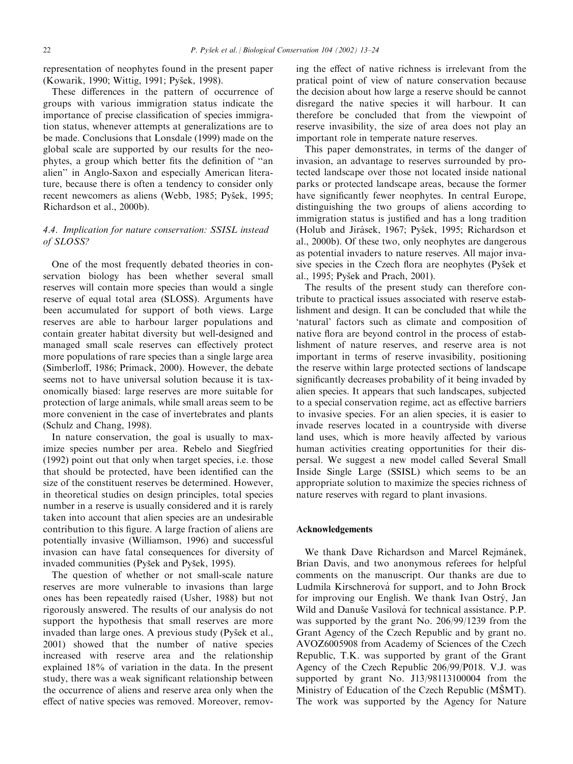representation of neophytes found in the present paper (Kowarik, 1990; Wittig, 1991; Pyšek, 1998).

These differences in the pattern of occurrence of groups with various immigration status indicate the importance of precise classification of species immigration status, whenever attempts at generalizations are to be made. Conclusions that Lonsdale (1999) made on the global scale are supported by our results for the neophytes, a group which better fits the definition of "an alien" in Anglo-Saxon and especially American literature, because there is often a tendency to consider only recent newcomers as aliens (Webb, 1985; Pyšek, 1995; Richardson et al., 2000b).

### *4.4. Implication for nature conservation: SSISL instead of SLOSS?*

One of the most frequently debated theories in conservation biology has been whether several small reserves will contain more species than would a single reserve of equal total area (SLOSS). Arguments have been accumulated for support of both views. Large reserves are able to harbour larger populations and contain greater habitat diversity but well-designed and managed small scale reserves can effectively protect more populations of rare species than a single large area (Simberloff, 1986; Primack, 2000). However, the debate seems not to have universal solution because it is taxonomically biased: large reserves are more suitable for protection of large animals, while small areas seem to be more convenient in the case of invertebrates and plants (Schulz and Chang, 1998).

In nature conservation, the goal is usually to maximize species number per area. Rebelo and Siegfried (1992) point out that only when target species, i.e. those that should be protected, have been identified can the size of the constituent reserves be determined. However, in theoretical studies on design principles, total species number in a reserve is usually considered and it is rarely taken into account that alien species are an undesirable contribution to this figure. A large fraction of aliens are potentially invasive (Williamson, 1996) and successful invasion can have fatal consequences for diversity of invaded communities (Pyšek and Pyšek, 1995).

The question of whether or not small-scale nature reserves are more vulnerable to invasions than large ones has been repeatedly raised (Usher, 1988) but not rigorously answered. The results of our analysis do not support the hypothesis that small reserves are more invaded than large ones. A previous study (Pyšek et al., 2001) showed that the number of native species increased with reserve area and the relationship explained 18% of variation in the data. In the present study, there was a weak significant relationship between the occurrence of aliens and reserve area only when the effect of native species was removed. Moreover, removing the effect of native richness is irrelevant from the pratical point of view of nature conservation because the decision about how large a reserve should be cannot disregard the native species it will harbour. It can therefore be concluded that from the viewpoint of reserve invasibility, the size of area does not play an important role in temperate nature reserves.

This paper demonstrates, in terms of the danger of invasion, an advantage to reserves surrounded by protected landscape over those not located inside national parks or protected landscape areas, because the former have significantly fewer neophytes. In central Europe, distinguishing the two groups of aliens according to immigration status is justified and has a long tradition (Holub and Jirásek, 1967; Pyšek, 1995; Richardson et al., 2000b). Of these two, only neophytes are dangerous as potential invaders to nature reserves. All major invasive species in the Czech flora are neophytes (Pyšek et al., 1995; Pyšek and Prach, 2001).

The results of the present study can therefore contribute to practical issues associated with reserve establishment and design. It can be concluded that while the 'natural' factors such as climate and composition of native flora are beyond control in the process of establishment of nature reserves, and reserve area is not important in terms of reserve invasibility, positioning the reserve within large protected sections of landscape significantly decreases probability of it being invaded by alien species. It appears that such landscapes, subjected to a special conservation regime, act as effective barriers to invasive species. For an alien species, it is easier to invade reserves located in a countryside with diverse land uses, which is more heavily affected by various human activities creating opportunities for their dispersal. We suggest a new model called Several Small Inside Single Large (SSISL) which seems to be an appropriate solution to maximize the species richness of nature reserves with regard to plant invasions.

## Acknowledgements

We thank Dave Richardson and Marcel Rejmánek, Brian Davis, and two anonymous referees for helpful comments on the manuscript. Our thanks are due to Ludmila Kirschnerová for support, and to John Brock for improving our English. We thank Ivan Ostrý, Jan Wild and Danuše Vasilová for technical assistance. P.P. was supported by the grant No. 206/99/1239 from the Grant Agency of the Czech Republic and by grant no. AVOZ6005908 from Academy of Sciences of the Czech Republic, T.K. was supported by grant of the Grant Agency of the Czech Republic 206/99/P018. V.J. was supported by grant No. J13/98113100004 from the Ministry of Education of the Czech Republic (MŠMT). The work was supported by the Agency for Nature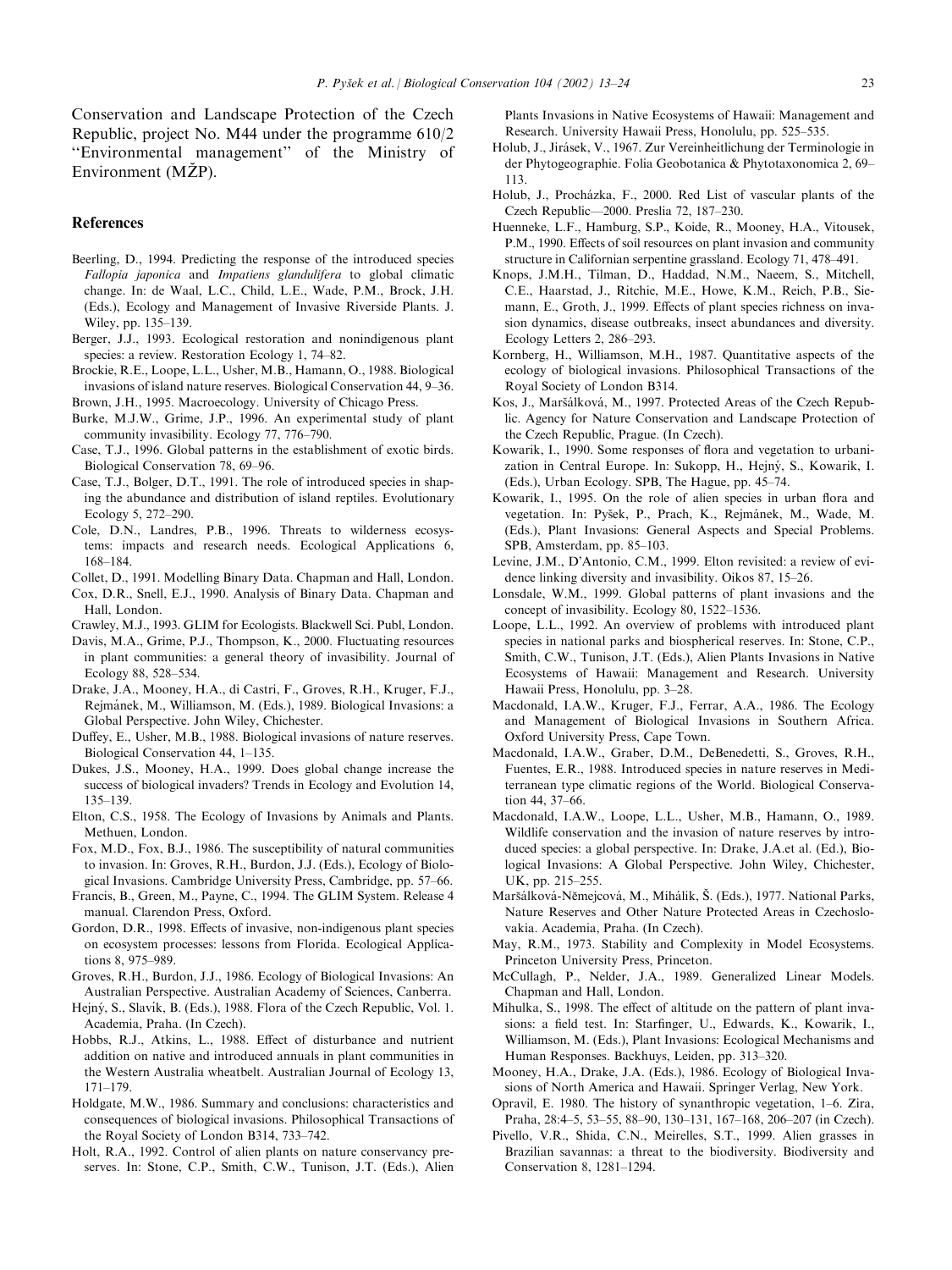Conservation and Landscape Protection of the Czech Republic, project No. M44 under the programme 610/2 "Environmental management" of the Ministry of Environment (MŽP).

## References

Beerling, D., 1994. Predicting the response of the introduced species *Fallopia japonica* and *Impatiens glandulifera* to global climatic change. In: de Waal, L.C., Child, L.E., Wade, P.M., Brock, J.H. (Eds.), Ecology and Management of Invasive Riverside Plants. J. Wiley, pp. 135–139.

Berger, J.J., 1993. Ecological restoration and nonindigenous plant species: a review. Restoration Ecology 1, 74–82.

Brockie, R.E., Loope, L.L., Usher, M.B., Hamann, O., 1988. Biological invasions of island nature reserves. Biological Conservation 44, 9–36.

Brown, J.H., 1995. Macroecology. University of Chicago Press.

Burke, M.J.W., Grime, J.P., 1996. An experimental study of plant community invasibility. Ecology 77, 776–790.

Case, T.J., 1996. Global patterns in the establishment of exotic birds. Biological Conservation 78, 69–96.

Case, T.J., Bolger, D.T., 1991. The role of introduced species in shaping the abundance and distribution of island reptiles. Evolutionary Ecology 5, 272–290.

Cole, D.N., Landres, P.B., 1996. Threats to wilderness ecosystems: impacts and research needs. Ecological Applications 6, 168–184.

Collet, D., 1991. Modelling Binary Data. Chapman and Hall, London.

Cox, D.R., Snell, E.J., 1990. Analysis of Binary Data. Chapman and Hall, London.

Crawley, M.J., 1993. GLIM for Ecologists. Blackwell Sci. Publ, London.

Davis, M.A., Grime, P.J., Thompson, K., 2000. Fluctuating resources in plant communities: a general theory of invasibility. Journal of Ecology 88, 528–534.

Drake, J.A., Mooney, H.A., di Castri, F., Groves, R.H., Kruger, F.J., Rejmánek, M., Williamson, M. (Eds.), 1989. Biological Invasions: a Global Perspective. John Wiley, Chichester.

Duffey, E., Usher, M.B., 1988. Biological invasions of nature reserves. Biological Conservation 44, 1–135.

Dukes, J.S., Mooney, H.A., 1999. Does global change increase the success of biological invaders? Trends in Ecology and Evolution 14, 135–139.

Elton, C.S., 1958. The Ecology of Invasions by Animals and Plants. Methuen, London.

Fox, M.D., Fox, B.J., 1986. The susceptibility of natural communities to invasion. In: Groves, R.H., Burdon, J.J. (Eds.), Ecology of Biological Invasions. Cambridge University Press, Cambridge, pp. 57–66.

Francis, B., Green, M., Payne, C., 1994. The GLIM System. Release 4 manual. Clarendon Press, Oxford.

Gordon, D.R., 1998. Effects of invasive, non-indigenous plant species on ecosystem processes: lessons from Florida. Ecological Applications 8, 975–989.

Groves, R.H., Burdon, J.J., 1986. Ecology of Biological Invasions: An Australian Perspective. Australian Academy of Sciences, Canberra.

Hejný, S., Slavík, B. (Eds.), 1988. Flora of the Czech Republic, Vol. 1. Academia, Praha. (In Czech).

Hobbs, R.J., Atkins, L., 1988. Effect of disturbance and nutrient addition on native and introduced annuals in plant communities in the Western Australia wheatbelt. Australian Journal of Ecology 13, 171–179.

Holdgate, M.W., 1986. Summary and conclusions: characteristics and consequences of biological invasions. Philosophical Transactions of the Royal Society of London B314, 733–742.

Holt, R.A., 1992. Control of alien plants on nature conservancy preserves. In: Stone, C.P., Smith, C.W., Tunison, J.T. (Eds.), Alien Plants Invasions in Native Ecosystems of Hawaii: Management and Research. University Hawaii Press, Honolulu, pp. 525–535.

Holub, J., Jirásek, V., 1967. Zur Vereinheitlichung der Terminologie in der Phytogeographie. Folia Geobotanica & Phytotaxonomica 2, 69–113.

Holub, J., Procházka, F., 2000. Red List of vascular plants of the Czech Republic—2000. Preslia 72, 187–230.

Huenneke, L.F., Hamburg, S.P., Koide, R., Mooney, H.A., Vitousek, P.M., 1990. Effects of soil resources on plant invasion and community structure in Californian serpentine grassland. Ecology 71, 478–491.

Knops, J.M.H., Tilman, D., Haddad, N.M., Naeem, S., Mitchell, C.E., Haarstad, J., Ritchie, M.E., Howe, K.M., Reich, P.B., Siemann, E., Groth, J., 1999. Effects of plant species richness on invasion dynamics, disease outbreaks, insect abundances and diversity. Ecology Letters 2, 286–293.

Kornberg, H., Williamson, M.H., 1987. Quantitative aspects of the ecology of biological invasions. Philosophical Transactions of the Royal Society of London B314.

Kos, J., Maršálková, M., 1997. Protected Areas of the Czech Republic. Agency for Nature Conservation and Landscape Protection of the Czech Republic, Prague. (In Czech).

Kowarik, I., 1990. Some responses of flora and vegetation to urbanization in Central Europe. In: Sukopp, H., Hejný, S., Kowarik, I. (Eds.), Urban Ecology. SPB, The Hague, pp. 45–74.

Kowarik, I., 1995. On the role of alien species in urban flora and vegetation. In: Pyšek, P., Prach, K., Rejmánek, M., Wade, M. (Eds.), Plant Invasions: General Aspects and Special Problems. SPB, Amsterdam, pp. 85–103.

Levine, J.M., D'Antonio, C.M., 1999. Elton revisited: a review of evidence linking diversity and invasibility. Oikos 87, 15–26.

Lonsdale, W.M., 1999. Global patterns of plant invasions and the concept of invasibility. Ecology 80, 1522–1536.

Loope, L.L., 1992. An overview of problems with introduced plant species in national parks and biospherical reserves. In: Stone, C.P., Smith, C.W., Tunison, J.T. (Eds.), Alien Plants Invasions in Native Ecosystems of Hawaii: Management and Research. University Hawaii Press, Honolulu, pp. 3–28.

Macdonald, I.A.W., Kruger, F.J., Ferrar, A.A., 1986. The Ecology and Management of Biological Invasions in Southern Africa. Oxford University Press, Cape Town.

Macdonald, I.A.W., Graber, D.M., DeBenedetti, S., Groves, R.H., Fuentes, E.R., 1988. Introduced species in nature reserves in Mediterranean type climatic regions of the World. Biological Conservation 44, 37–66.

Macdonald, I.A.W., Loope, L.L., Usher, M.B., Hamann, O., 1989. Wildlife conservation and the invasion of nature reserves by introduced species: a global perspective. In: Drake, J.A.et al. (Ed.), Biological Invasions: A Global Perspective. John Wiley, Chichester, UK, pp. 215–255.

Maršálková-Němejcová, M., Mihálik, Š. (Eds.), 1977. National Parks, Nature Reserves and Other Nature Protected Areas in Czechoslovakia. Academia, Praha. (In Czech).

May, R.M., 1973. Stability and Complexity in Model Ecosystems. Princeton University Press, Princeton.

McCullagh, P., Nelder, J.A., 1989. Generalized Linear Models. Chapman and Hall, London.

Mihulka, S., 1998. The effect of altitude on the pattern of plant invasions: a field test. In: Starfinger, U., Edwards, K., Kowarik, I., Williamson, M. (Eds.), Plant Invasions: Ecological Mechanisms and Human Responses. Backhuys, Leiden, pp. 313–320.

Mooney, H.A., Drake, J.A. (Eds.), 1986. Ecology of Biological Invasions of North America and Hawaii. Springer Verlag, New York.

Opravil, E. 1980. The history of synanthropic vegetation, 1–6. Zira, Praha, 28:4–5, 53–55, 88–90, 130–131, 167–168, 206–207 (in Czech).

Pivello, V.R., Shida, C.N., Meirelles, S.T., 1999. Alien grasses in Brazilian savannas: a threat to the biodiversity. Biodiversity and Conservation 8, 1281–1294.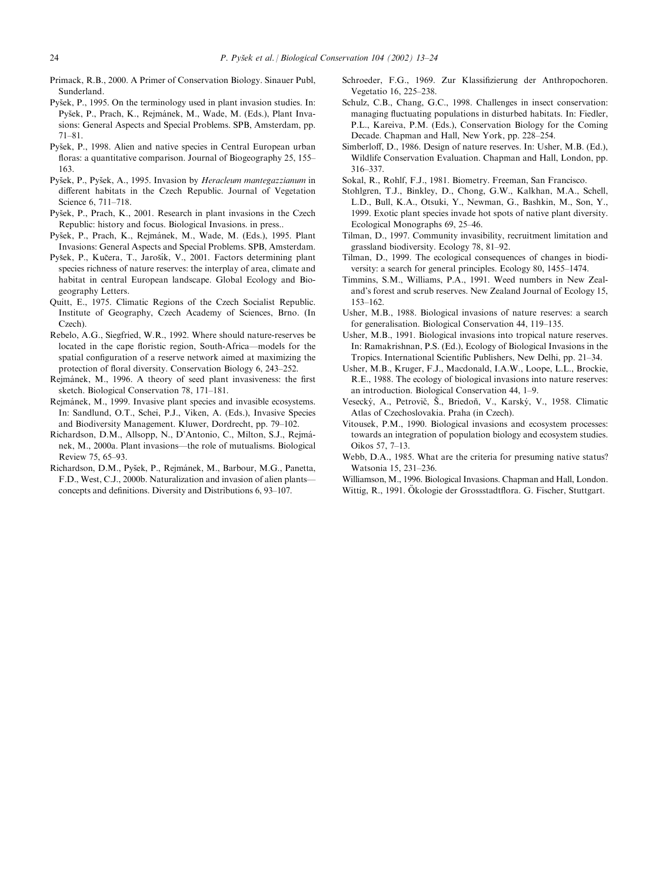Primack, R.B., 2000. A Primer of Conservation Biology. Sinauer Publ, Sunderland.

Pyšek, P., 1995. On the terminology used in plant invasion studies. In: Pyšek, P., Prach, K., Rejmánek, M., Wade, M. (Eds.), Plant Invasions: General Aspects and Special Problems. SPB, Amsterdam, pp. 71–81.

Pyšek, P., 1998. Alien and native species in Central European urban floras: a quantitative comparison. Journal of Biogeography 25, 155–163.

Pyšek, P., Pyšek, A., 1995. Invasion by *Heracleum mantegazzianum* in different habitats in the Czech Republic. Journal of Vegetation Science 6, 711–718.

Pyšek, P., Prach, K., 2001. Research in plant invasions in the Czech Republic: history and focus. Biological Invasions. in press..

Pyšek, P., Prach, K., Rejmánek, M., Wade, M. (Eds.), 1995. Plant Invasions: General Aspects and Special Problems. SPB, Amsterdam.

Pyšek, P., Kučera, T., Jarošík, V., 2001. Factors determining plant species richness of nature reserves: the interplay of area, climate and habitat in central European landscape. Global Ecology and Biogeography Letters.

Quitt, E., 1975. Climatic Regions of the Czech Socialist Republic. Institute of Geography, Czech Academy of Sciences, Brno. (In Czech).

Rebelo, A.G., Siegfried, W.R., 1992. Where should nature-reserves be located in the cape floristic region, South-Africa—models for the spatial configuration of a reserve network aimed at maximizing the protection of floral diversity. Conservation Biology 6, 243–252.

Rejmánek, M., 1996. A theory of seed plant invasiveness: the first sketch. Biological Conservation 78, 171–181.

Rejmánek, M., 1999. Invasive plant species and invasible ecosystems. In: Sandlund, O.T., Schei, P.J., Viken, A. (Eds.), Invasive Species and Biodiversity Management. Kluwer, Dordrecht, pp. 79–102.

Richardson, D.M., Allsopp, N., D'Antonio, C., Milton, S.J., Rejmánek, M., 2000a. Plant invasions—the role of mutualisms. Biological Review 75, 65–93.

Richardson, D.M., Pyšek, P., Rejmánek, M., Barbour, M.G., Panetta, F.D., West, C.J., 2000b. Naturalization and invasion of alien plants—concepts and definitions. Diversity and Distributions 6, 93–107.

Schroeder, F.G., 1969. Zur Klassifizierung der Anthropochoren. Vegetatio 16, 225–238.

Schulz, C.B., Chang, G.C., 1998. Challenges in insect conservation: managing fluctuating populations in disturbed habitats. In: Fiedler, P.L., Kareiva, P.M. (Eds.), Conservation Biology for the Coming Decade. Chapman and Hall, New York, pp. 228–254.

Simberloff, D., 1986. Design of nature reserves. In: Usher, M.B. (Ed.), Wildlife Conservation Evaluation. Chapman and Hall, London, pp. 316–337.

Sokal, R., Rohlf, F.J., 1981. Biometry. Freeman, San Francisco.

Stohlgren, T.J., Binkley, D., Chong, G.W., Kalkhan, M.A., Schell, L.D., Bull, K.A., Otsuki, Y., Newman, G., Bashkin, M., Son, Y., 1999. Exotic plant species invade hot spots of native plant diversity. Ecological Monographs 69, 25–46.

Tilman, D., 1997. Community invasibility, recruitment limitation and grassland biodiversity. Ecology 78, 81–92.

Tilman, D., 1999. The ecological consequences of changes in biodiversity: a search for general principles. Ecology 80, 1455–1474.

Timmins, S.M., Williams, P.A., 1991. Weed numbers in New Zealand's forest and scrub reserves. New Zealand Journal of Ecology 15, 153–162.

Usher, M.B., 1988. Biological invasions of nature reserves: a search for generalisation. Biological Conservation 44, 119–135.

Usher, M.B., 1991. Biological invasions into tropical nature reserves. In: Ramakrishnan, P.S. (Ed.), Ecology of Biological Invasions in the Tropics. International Scientific Publishers, New Delhi, pp. 21–34.

Usher, M.B., Kruger, F.J., Macdonald, I.A.W., Loope, L.L., Brockie, R.E., 1988. The ecology of biological invasions into nature reserves: an introduction. Biological Conservation 44, 1–9.

Vesecký, A., Petrovič, Š., Briedoň, V., Karský, V., 1958. Climatic Atlas of Czechoslovakia. Praha (in Czech).

Vitousek, P.M., 1990. Biological invasions and ecosystem processes: towards an integration of population biology and ecosystem studies. Oikos 57, 7–13.

Webb, D.A., 1985. What are the criteria for presuming native status? Watsonia 15, 231–236.

Williamson, M., 1996. Biological Invasions. Chapman and Hall, London.

Wittig, R., 1991. Ökologie der Grossstadtflora. G. Fischer, Stuttgart.